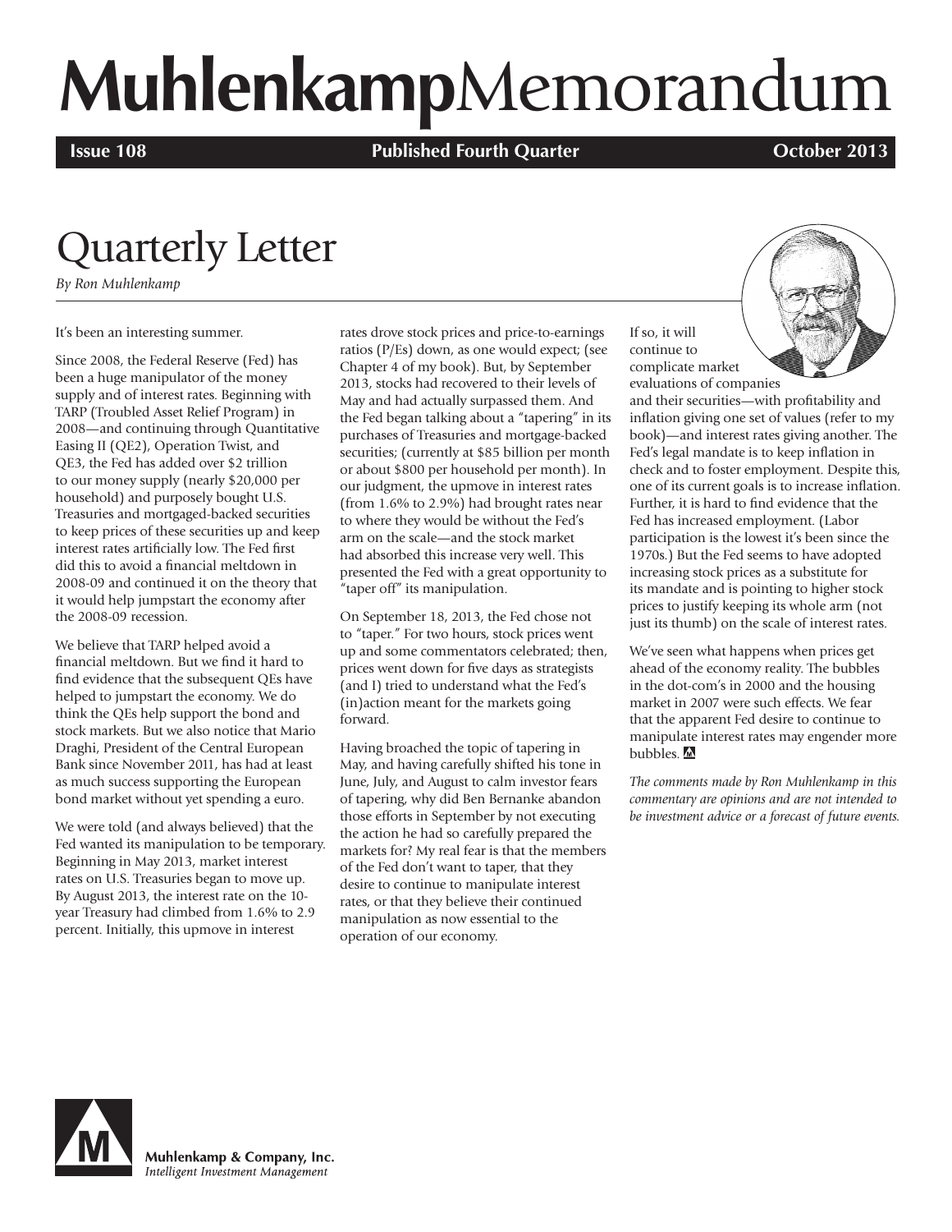# **Muhlenkamp**Memorandum

**Issue 108** **Published Fourth Quarter** **October 2013**

## Quarterly Letter

*By Ron Muhlenkamp*

It's been an interesting summer.

Since 2008, the Federal Reserve (Fed) has been a huge manipulator of the money supply and of interest rates. Beginning with TARP (Troubled Asset Relief Program) in 2008—and continuing through Quantitative Easing II (QE2), Operation Twist, and QE3, the Fed has added over $2 trillion to our money supply (nearly $20,000 per household) and purposely bought U.S. Treasuries and mortgaged-backed securities to keep prices of these securities up and keep interest rates artificially low. The Fed first did this to avoid a financial meltdown in 2008-09 and continued it on the theory that it would help jumpstart the economy after the 2008-09 recession.

We believe that TARP helped avoid a financial meltdown. But we find it hard to find evidence that the subsequent QEs have helped to jumpstart the economy. We do think the QEs help support the bond and stock markets. But we also notice that Mario Draghi, President of the Central European Bank since November 2011, has had at least as much success supporting the European bond market without yet spending a euro.

We were told (and always believed) that the Fed wanted its manipulation to be temporary. Beginning in May 2013, market interest rates on U.S. Treasuries began to move up. By August 2013, the interest rate on the 10-year Treasury had climbed from 1.6% to 2.9 percent. Initially, this upmove in interest rates drove stock prices and price-to-earnings ratios (P/Es) down, as one would expect; (see Chapter 4 of my book). But, by September 2013, stocks had recovered to their levels of May and had actually surpassed them. And the Fed began talking about a "tapering" in its purchases of Treasuries and mortgage-backed securities; (currently at $85 billion per month or about $800 per household per month). In our judgment, the upmove in interest rates (from 1.6% to 2.9%) had brought rates near to where they would be without the Fed's arm on the scale—and the stock market had absorbed this increase very well. This presented the Fed with a great opportunity to "taper off" its manipulation.

On September 18, 2013, the Fed chose not to "taper." For two hours, stock prices went up and some commentators celebrated; then, prices went down for five days as strategists (and I) tried to understand what the Fed's (in)action meant for the markets going forward.

Having broached the topic of tapering in May, and having carefully shifted his tone in June, July, and August to calm investor fears of tapering, why did Ben Bernanke abandon those efforts in September by not executing the action he had so carefully prepared the markets for? My real fear is that the members of the Fed don't want to taper, that they desire to continue to manipulate interest rates, or that they believe their continued manipulation as now essential to the operation of our economy.

If so, it will continue to complicate market evaluations of companies and their securities—with profitability and inflation giving one set of values (refer to my book)—and interest rates giving another. The Fed's legal mandate is to keep inflation in check and to foster employment. Despite this, one of its current goals is to increase inflation. Further, it is hard to find evidence that the Fed has increased employment. (Labor participation is the lowest it's been since the 1970s.) But the Fed seems to have adopted increasing stock prices as a substitute for its mandate and is pointing to higher stock prices to justify keeping its whole arm (not just its thumb) on the scale of interest rates.

We've seen what happens when prices get ahead of the economy reality. The bubbles in the dot-com's in 2000 and the housing market in 2007 were such effects. We fear that the apparent Fed desire to continue to manipulate interest rates may engender more bubbles.

*The comments made by Ron Muhlenkamp in this commentary are opinions and are not intended to be investment advice or a forecast of future events.*

Muhlenkamp & Company, Inc.
*Intelligent Investment Management*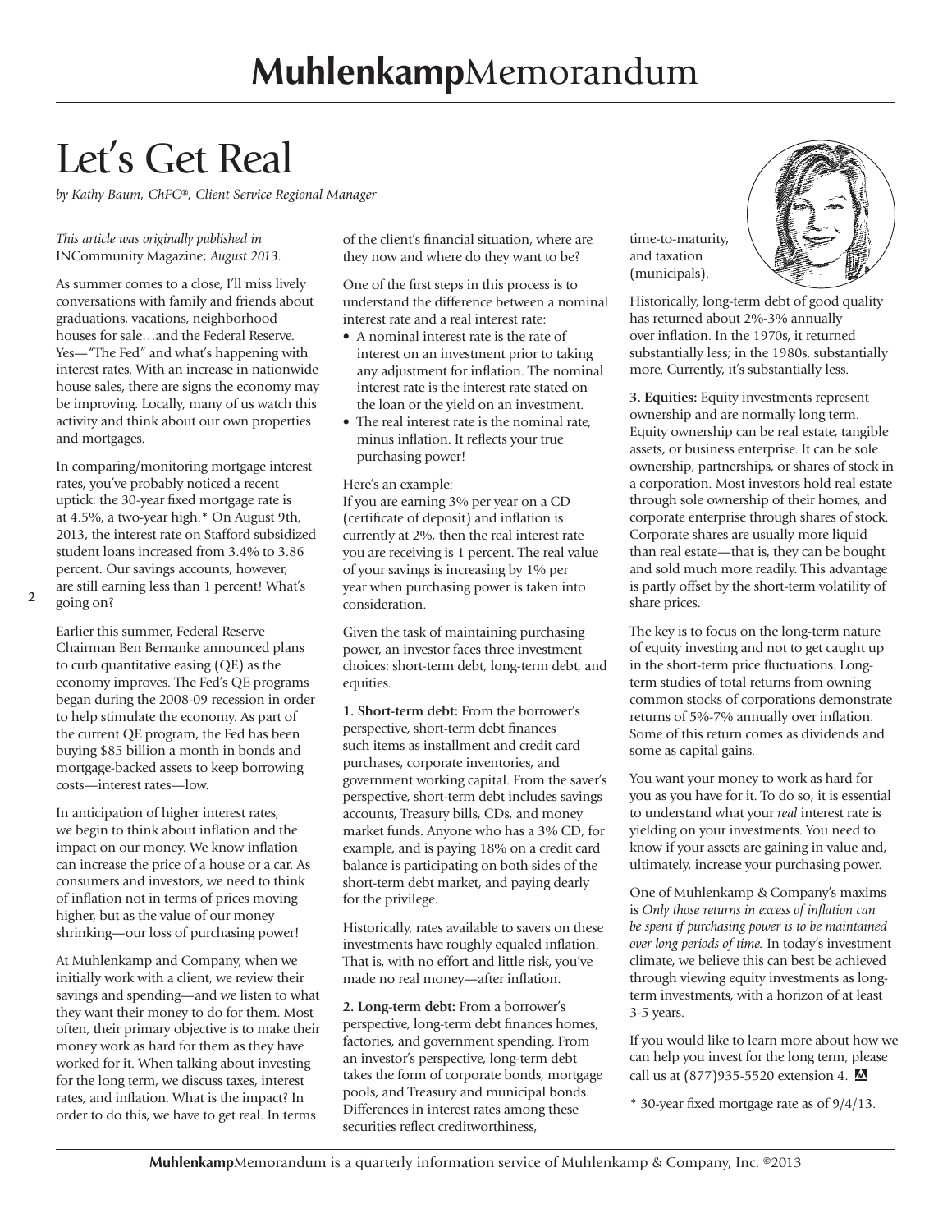# Let's Get Real

*by Kathy Baum, ChFC®, Client Service Regional Manager*

*This article was originally published in* INCommunity Magazine; *August 2013.*

As summer comes to a close, I'll miss lively conversations with family and friends about graduations, vacations, neighborhood houses for sale…and the Federal Reserve. Yes—"The Fed" and what's happening with interest rates. With an increase in nationwide house sales, there are signs the economy may be improving. Locally, many of us watch this activity and think about our own properties and mortgages.

In comparing/monitoring mortgage interest rates, you've probably noticed a recent uptick: the 30-year fixed mortgage rate is at 4.5%, a two-year high.* On August 9th, 2013, the interest rate on Stafford subsidized student loans increased from 3.4% to 3.86 percent. Our savings accounts, however, are still earning less than 1 percent! What's going on?

Earlier this summer, Federal Reserve Chairman Ben Bernanke announced plans to curb quantitative easing (QE) as the economy improves. The Fed's QE programs began during the 2008-09 recession in order to help stimulate the economy. As part of the current QE program, the Fed has been buying $85 billion a month in bonds and mortgage-backed assets to keep borrowing costs—interest rates—low.

In anticipation of higher interest rates, we begin to think about inflation and the impact on our money. We know inflation can increase the price of a house or a car. As consumers and investors, we need to think of inflation not in terms of prices moving higher, but as the value of our money shrinking—our loss of purchasing power!

At Muhlenkamp and Company, when we initially work with a client, we review their savings and spending—and we listen to what they want their money to do for them. Most often, their primary objective is to make their money work as hard for them as they have worked for it. When talking about investing for the long term, we discuss taxes, interest rates, and inflation. What is the impact? In order to do this, we have to get real. In terms of the client's financial situation, where are they now and where do they want to be?

One of the first steps in this process is to understand the difference between a nominal interest rate and a real interest rate:

- A nominal interest rate is the rate of interest on an investment prior to taking any adjustment for inflation. The nominal interest rate is the interest rate stated on the loan or the yield on an investment.
- The real interest rate is the nominal rate, minus inflation. It reflects your true purchasing power!

Here's an example:
If you are earning 3% per year on a CD (certificate of deposit) and inflation is currently at 2%, then the real interest rate you are receiving is 1 percent. The real value of your savings is increasing by 1% per year when purchasing power is taken into consideration.

Given the task of maintaining purchasing power, an investor faces three investment choices: short-term debt, long-term debt, and equities.

**1. Short-term debt:** From the borrower's perspective, short-term debt finances such items as installment and credit card purchases, corporate inventories, and government working capital. From the saver's perspective, short-term debt includes savings accounts, Treasury bills, CDs, and money market funds. Anyone who has a 3% CD, for example, and is paying 18% on a credit card balance is participating on both sides of the short-term debt market, and paying dearly for the privilege.

Historically, rates available to savers on these investments have roughly equaled inflation. That is, with no effort and little risk, you've made no real money—after inflation.

**2. Long-term debt:** From a borrower's perspective, long-term debt finances homes, factories, and government spending. From an investor's perspective, long-term debt takes the form of corporate bonds, mortgage pools, and Treasury and municipal bonds. Differences in interest rates among these securities reflect creditworthiness, time-to-maturity, and taxation (municipals).

Historically, long-term debt of good quality has returned about 2%-3% annually over inflation. In the 1970s, it returned substantially less; in the 1980s, substantially more. Currently, it's substantially less.

**3. Equities:** Equity investments represent ownership and are normally long term. Equity ownership can be real estate, tangible assets, or business enterprise. It can be sole ownership, partnerships, or shares of stock in a corporation. Most investors hold real estate through sole ownership of their homes, and corporate enterprise through shares of stock. Corporate shares are usually more liquid than real estate—that is, they can be bought and sold much more readily. This advantage is partly offset by the short-term volatility of share prices.

The key is to focus on the long-term nature of equity investing and not to get caught up in the short-term price fluctuations. Long-term studies of total returns from owning common stocks of corporations demonstrate returns of 5%-7% annually over inflation. Some of this return comes as dividends and some as capital gains.

You want your money to work as hard for you as you have for it. To do so, it is essential to understand what your *real* interest rate is yielding on your investments. You need to know if your assets are gaining in value and, ultimately, increase your purchasing power.

One of Muhlenkamp & Company's maxims is *Only those returns in excess of inflation can be spent if purchasing power is to be maintained over long periods of time.* In today's investment climate, we believe this can best be achieved through viewing equity investments as long-term investments, with a horizon of at least 3-5 years.

If you would like to learn more about how we can help you invest for the long term, please call us at (877)935-5520 extension 4.

\* 30-year fixed mortgage rate as of 9/4/13.

**Muhlenkamp**Memorandum is a quarterly information service of Muhlenkamp & Company, Inc. ©2013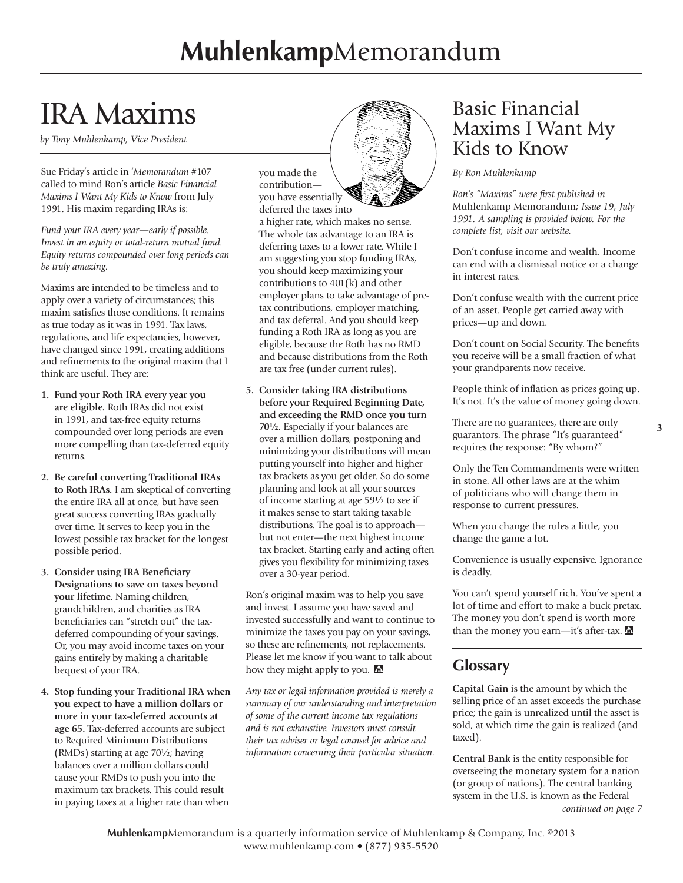# IRA Maxims

*by Tony Muhlenkamp, Vice President*

Sue Friday's article in *'Memorandum* #107 called to mind Ron's article *Basic Financial Maxims I Want My Kids to Know* from July 1991. His maxim regarding IRAs is:

*Fund your IRA every year—early if possible. Invest in an equity or total-return mutual fund. Equity returns compounded over long periods can be truly amazing.*

Maxims are intended to be timeless and to apply over a variety of circumstances; this maxim satisfies those conditions. It remains as true today as it was in 1991. Tax laws, regulations, and life expectancies, however, have changed since 1991, creating additions and refinements to the original maxim that I think are useful. They are:

1. **Fund your Roth IRA every year you are eligible.** Roth IRAs did not exist in 1991, and tax-free equity returns compounded over long periods are even more compelling than tax-deferred equity returns.
2. **Be careful converting Traditional IRAs to Roth IRAs.** I am skeptical of converting the entire IRA all at once, but have seen great success converting IRAs gradually over time. It serves to keep you in the lowest possible tax bracket for the longest possible period.
3. **Consider using IRA Beneficiary Designations to save on taxes beyond your lifetime.** Naming children, grandchildren, and charities as IRA beneficiaries can "stretch out" the tax-deferred compounding of your savings. Or, you may avoid income taxes on your gains entirely by making a charitable bequest of your IRA.
4. **Stop funding your Traditional IRA when you expect to have a million dollars or more in your tax-deferred accounts at age 65.** Tax-deferred accounts are subject to Required Minimum Distributions (RMDs) starting at age 70½; having balances over a million dollars could cause your RMDs to push you into the maximum tax brackets. This could result in paying taxes at a higher rate than when you made the contribution—you have essentially deferred the taxes into a higher rate, which makes no sense. The whole tax advantage to an IRA is deferring taxes to a lower rate. While I am suggesting you stop funding IRAs, you should keep maximizing your contributions to 401(k) and other employer plans to take advantage of pre-tax contributions, employer matching, and tax deferral. And you should keep funding a Roth IRA as long as you are eligible, because the Roth has no RMD and because distributions from the Roth are tax free (under current rules).
5. **Consider taking IRA distributions before your Required Beginning Date, and exceeding the RMD once you turn 70½.** Especially if your balances are over a million dollars, postponing and minimizing your distributions will mean putting yourself into higher and higher tax brackets as you get older. So do some planning and look at all your sources of income starting at age 59½ to see if it makes sense to start taking taxable distributions. The goal is to approach—but not enter—the next highest income tax bracket. Starting early and acting often gives you flexibility for minimizing taxes over a 30-year period.

Ron's original maxim was to help you save and invest. I assume you have saved and invested successfully and want to continue to minimize the taxes you pay on your savings, so these are refinements, not replacements. Please let me know if you want to talk about how they might apply to you.

*Any tax or legal information provided is merely a summary of our understanding and interpretation of some of the current income tax regulations and is not exhaustive. Investors must consult their tax adviser or legal counsel for advice and information concerning their particular situation.*

# Basic Financial Maxims I Want My Kids to Know

*By Ron Muhlenkamp*

*Ron's "Maxims" were first published in* Muhlenkamp Memorandum*; Issue 19, July 1991. A sampling is provided below. For the complete list, visit our website.*

Don't confuse income and wealth. Income can end with a dismissal notice or a change in interest rates.

Don't confuse wealth with the current price of an asset. People get carried away with prices—up and down.

Don't count on Social Security. The benefits you receive will be a small fraction of what your grandparents now receive.

People think of inflation as prices going up. It's not. It's the value of money going down.

There are no guarantees, there are only guarantors. The phrase "It's guaranteed" requires the response: "By whom?"

Only the Ten Commandments were written in stone. All other laws are at the whim of politicians who will change them in response to current pressures.

When you change the rules a little, you change the game a lot.

Convenience is usually expensive. Ignorance is deadly.

You can't spend yourself rich. You've spent a lot of time and effort to make a buck pretax. The money you don't spend is worth more than the money you earn—it's after-tax.

## Glossary

**Capital Gain** is the amount by which the selling price of an asset exceeds the purchase price; the gain is unrealized until the asset is sold, at which time the gain is realized (and taxed).

**Central Bank** is the entity responsible for overseeing the monetary system for a nation (or group of nations). The central banking system in the U.S. is known as the Federal

*continued on page 7*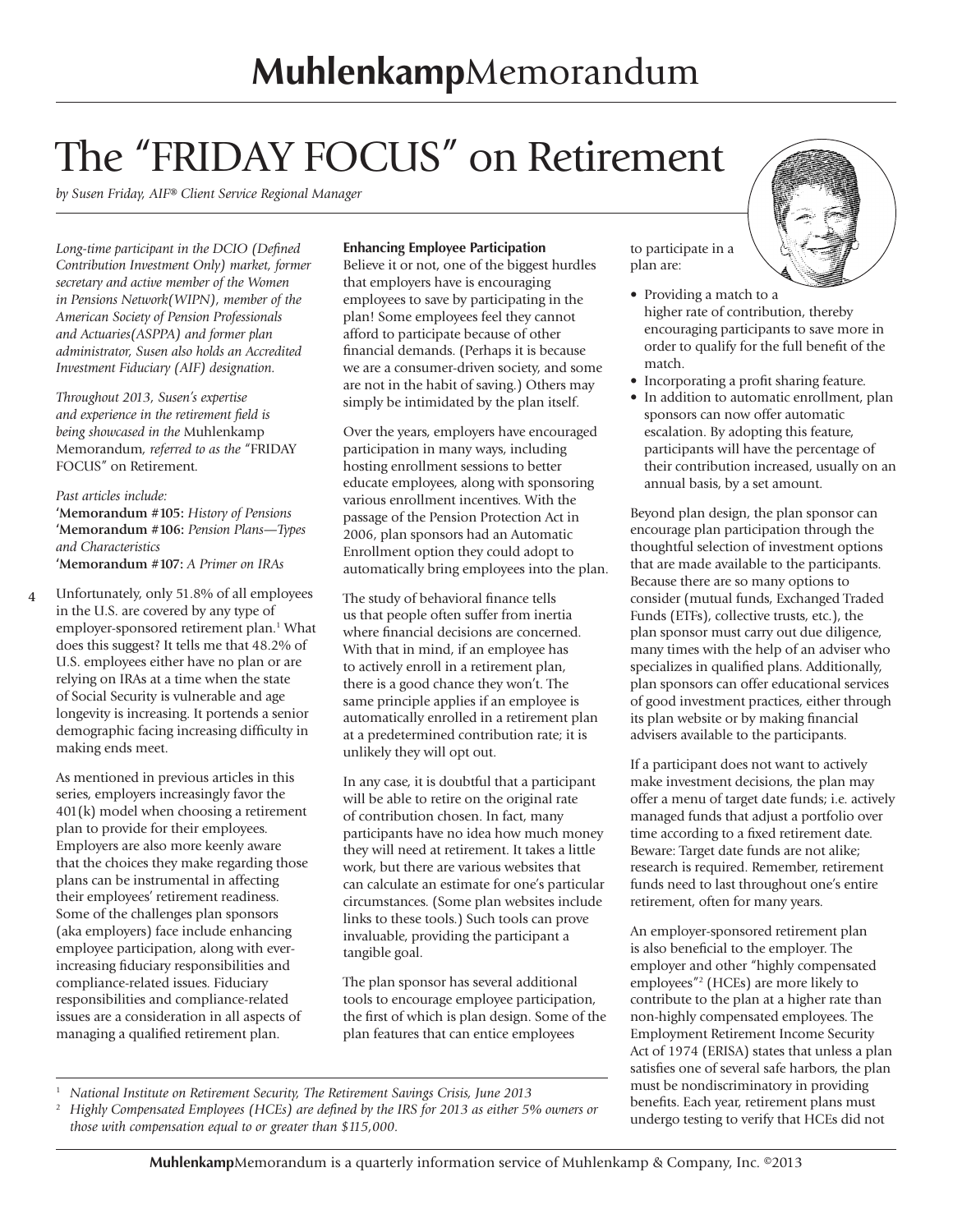# The "FRIDAY FOCUS" on Retirement

*by Susen Friday, AIF® Client Service Regional Manager*

*Long-time participant in the DCIO (Defined Contribution Investment Only) market, former secretary and active member of the Women in Pensions Network(WIPN), member of the American Society of Pension Professionals and Actuaries(ASPPA) and former plan administrator, Susen also holds an Accredited Investment Fiduciary (AIF) designation.*

*Throughout 2013, Susen's expertise and experience in the retirement field is being showcased in the* Muhlenkamp Memorandum*, referred to as the* "FRIDAY FOCUS" on Retirement.

*Past articles include:*
**'Memorandum #105:** *History of Pensions*
**'Memorandum #106:** *Pension Plans—Types and Characteristics*
**'Memorandum #107:** *A Primer on IRAs*

Unfortunately, only 51.8% of all employees in the U.S. are covered by any type of employer-sponsored retirement plan.[1] What does this suggest? It tells me that 48.2% of U.S. employees either have no plan or are relying on IRAs at a time when the state of Social Security is vulnerable and age longevity is increasing. It portends a senior demographic facing increasing difficulty in making ends meet.

As mentioned in previous articles in this series, employers increasingly favor the 401(k) model when choosing a retirement plan to provide for their employees. Employers are also more keenly aware that the choices they make regarding those plans can be instrumental in affecting their employees' retirement readiness. Some of the challenges plan sponsors (aka employers) face include enhancing employee participation, along with ever-increasing fiduciary responsibilities and compliance-related issues. Fiduciary responsibilities and compliance-related issues are a consideration in all aspects of managing a qualified retirement plan.

**Enhancing Employee Participation**

Believe it or not, one of the biggest hurdles that employers have is encouraging employees to save by participating in the plan! Some employees feel they cannot afford to participate because of other financial demands. (Perhaps it is because we are a consumer-driven society, and some are not in the habit of saving.) Others may simply be intimidated by the plan itself.

Over the years, employers have encouraged participation in many ways, including hosting enrollment sessions to better educate employees, along with sponsoring various enrollment incentives. With the passage of the Pension Protection Act in 2006, plan sponsors had an Automatic Enrollment option they could adopt to automatically bring employees into the plan.

The study of behavioral finance tells us that people often suffer from inertia where financial decisions are concerned. With that in mind, if an employee has to actively enroll in a retirement plan, there is a good chance they won't. The same principle applies if an employee is automatically enrolled in a retirement plan at a predetermined contribution rate; it is unlikely they will opt out.

In any case, it is doubtful that a participant will be able to retire on the original rate of contribution chosen. In fact, many participants have no idea how much money they will need at retirement. It takes a little work, but there are various websites that can calculate an estimate for one's particular circumstances. (Some plan websites include links to these tools.) Such tools can prove invaluable, providing the participant a tangible goal.

The plan sponsor has several additional tools to encourage employee participation, the first of which is plan design. Some of the plan features that can entice employees to participate in a plan are:

- Providing a match to a higher rate of contribution, thereby encouraging participants to save more in order to qualify for the full benefit of the match.
- Incorporating a profit sharing feature.
- In addition to automatic enrollment, plan sponsors can now offer automatic escalation. By adopting this feature, participants will have the percentage of their contribution increased, usually on an annual basis, by a set amount.

Beyond plan design, the plan sponsor can encourage plan participation through the thoughtful selection of investment options that are made available to the participants. Because there are so many options to consider (mutual funds, Exchanged Traded Funds (ETFs), collective trusts, etc.), the plan sponsor must carry out due diligence, many times with the help of an adviser who specializes in qualified plans. Additionally, plan sponsors can offer educational services of good investment practices, either through its plan website or by making financial advisers available to the participants.

If a participant does not want to actively make investment decisions, the plan may offer a menu of target date funds; i.e. actively managed funds that adjust a portfolio over time according to a fixed retirement date. Beware: Target date funds are not alike; research is required. Remember, retirement funds need to last throughout one's entire retirement, often for many years.

An employer-sponsored retirement plan is also beneficial to the employer. The employer and other "highly compensated employees"[2] (HCEs) are more likely to contribute to the plan at a higher rate than non-highly compensated employees. The Employment Retirement Income Security Act of 1974 (ERISA) states that unless a plan satisfies one of several safe harbors, the plan must be nondiscriminatory in providing benefits. Each year, retirement plans must undergo testing to verify that HCEs did not

---

[1] *National Institute on Retirement Security, The Retirement Savings Crisis, June 2013*

[2] *Highly Compensated Employees (HCEs) are defined by the IRS for 2013 as either 5% owners or those with compensation equal to or greater than $115,000.*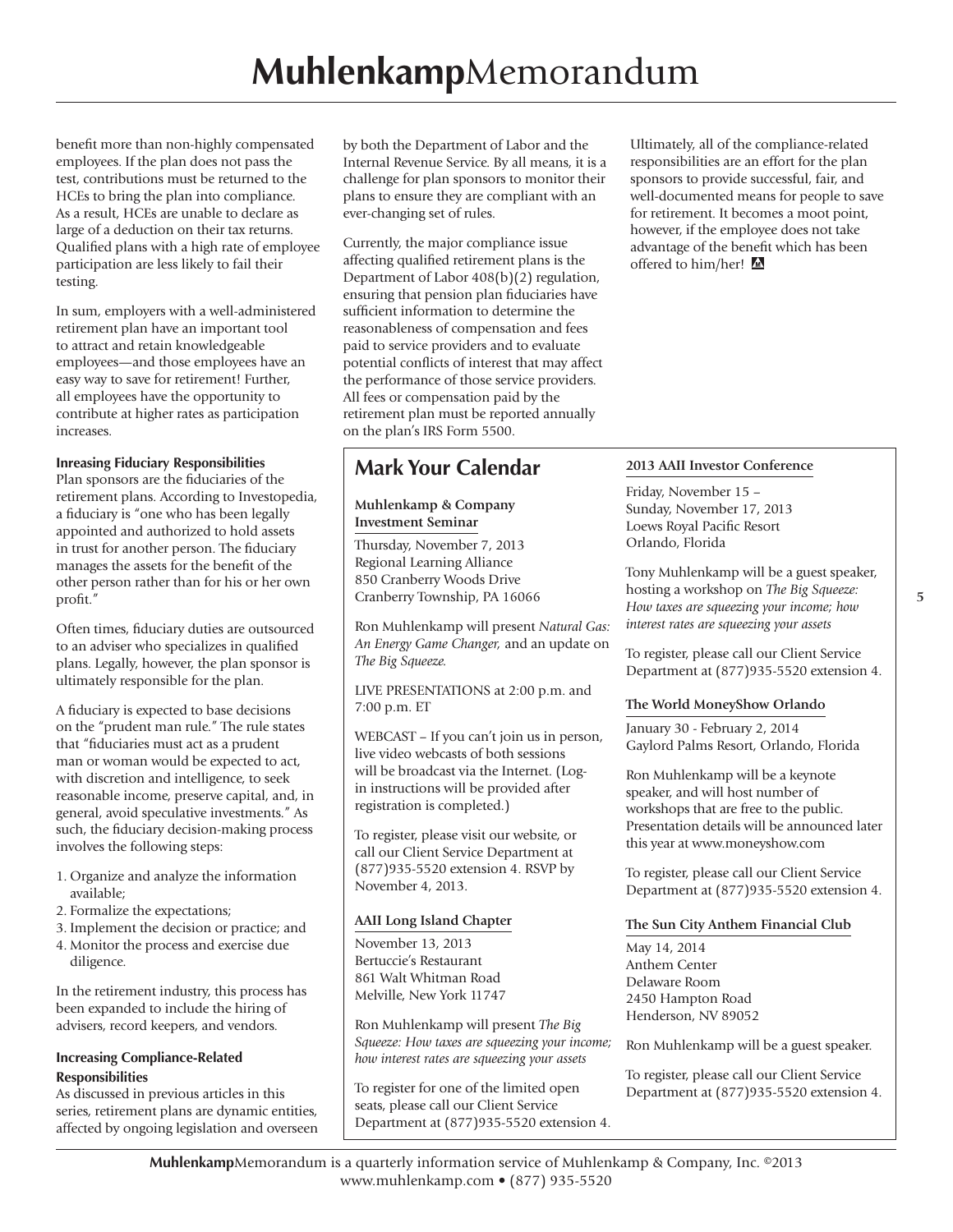benefit more than non-highly compensated employees. If the plan does not pass the test, contributions must be returned to the HCEs to bring the plan into compliance. As a result, HCEs are unable to declare as large of a deduction on their tax returns. Qualified plans with a high rate of employee participation are less likely to fail their testing.

In sum, employers with a well-administered retirement plan have an important tool to attract and retain knowledgeable employees—and those employees have an easy way to save for retirement! Further, all employees have the opportunity to contribute at higher rates as participation increases.

**Inreasing Fiduciary Responsibilities**

Plan sponsors are the fiduciaries of the retirement plans. According to Investopedia, a fiduciary is "one who has been legally appointed and authorized to hold assets in trust for another person. The fiduciary manages the assets for the benefit of the other person rather than for his or her own profit."

Often times, fiduciary duties are outsourced to an adviser who specializes in qualified plans. Legally, however, the plan sponsor is ultimately responsible for the plan.

A fiduciary is expected to base decisions on the "prudent man rule." The rule states that "fiduciaries must act as a prudent man or woman would be expected to act, with discretion and intelligence, to seek reasonable income, preserve capital, and, in general, avoid speculative investments." As such, the fiduciary decision-making process involves the following steps:

1. Organize and analyze the information available;
2. Formalize the expectations;
3. Implement the decision or practice; and
4. Monitor the process and exercise due diligence.

In the retirement industry, this process has been expanded to include the hiring of advisers, record keepers, and vendors.

**Increasing Compliance-Related Responsibilities**

As discussed in previous articles in this series, retirement plans are dynamic entities, affected by ongoing legislation and overseen by both the Department of Labor and the Internal Revenue Service. By all means, it is a challenge for plan sponsors to monitor their plans to ensure they are compliant with an ever-changing set of rules.

Currently, the major compliance issue affecting qualified retirement plans is the Department of Labor 408(b)(2) regulation, ensuring that pension plan fiduciaries have sufficient information to determine the reasonableness of compensation and fees paid to service providers and to evaluate potential conflicts of interest that may affect the performance of those service providers. All fees or compensation paid by the retirement plan must be reported annually on the plan's IRS Form 5500.

Ultimately, all of the compliance-related responsibilities are an effort for the plan sponsors to provide successful, fair, and well-documented means for people to save for retirement. It becomes a moot point, however, if the employee does not take advantage of the benefit which has been offered to him/her!

## Mark Your Calendar

**Muhlenkamp & Company Investment Seminar**

Thursday, November 7, 2013
Regional Learning Alliance
850 Cranberry Woods Drive
Cranberry Township, PA 16066

Ron Muhlenkamp will present *Natural Gas: An Energy Game Changer,* and an update on *The Big Squeeze.*

LIVE PRESENTATIONS at 2:00 p.m. and 7:00 p.m. ET

WEBCAST – If you can't join us in person, live video webcasts of both sessions will be broadcast via the Internet. (Log-in instructions will be provided after registration is completed.)

To register, please visit our website, or call our Client Service Department at (877)935-5520 extension 4. RSVP by November 4, 2013.

**AAII Long Island Chapter**

November 13, 2013
Bertuccie's Restaurant
861 Walt Whitman Road
Melville, New York 11747

Ron Muhlenkamp will present *The Big Squeeze: How taxes are squeezing your income; how interest rates are squeezing your assets*

To register for one of the limited open seats, please call our Client Service Department at (877)935-5520 extension 4.

**2013 AAII Investor Conference**

Friday, November 15 –
Sunday, November 17, 2013
Loews Royal Pacific Resort
Orlando, Florida

Tony Muhlenkamp will be a guest speaker, hosting a workshop on *The Big Squeeze: How taxes are squeezing your income; how interest rates are squeezing your assets*

To register, please call our Client Service Department at (877)935-5520 extension 4.

**The World MoneyShow Orlando**

January 30 - February 2, 2014
Gaylord Palms Resort, Orlando, Florida

Ron Muhlenkamp will be a keynote speaker, and will host number of workshops that are free to the public. Presentation details will be announced later this year at www.moneyshow.com

To register, please call our Client Service Department at (877)935-5520 extension 4.

**The Sun City Anthem Financial Club**

May 14, 2014
Anthem Center
Delaware Room
2450 Hampton Road
Henderson, NV 89052

Ron Muhlenkamp will be a guest speaker.

To register, please call our Client Service Department at (877)935-5520 extension 4.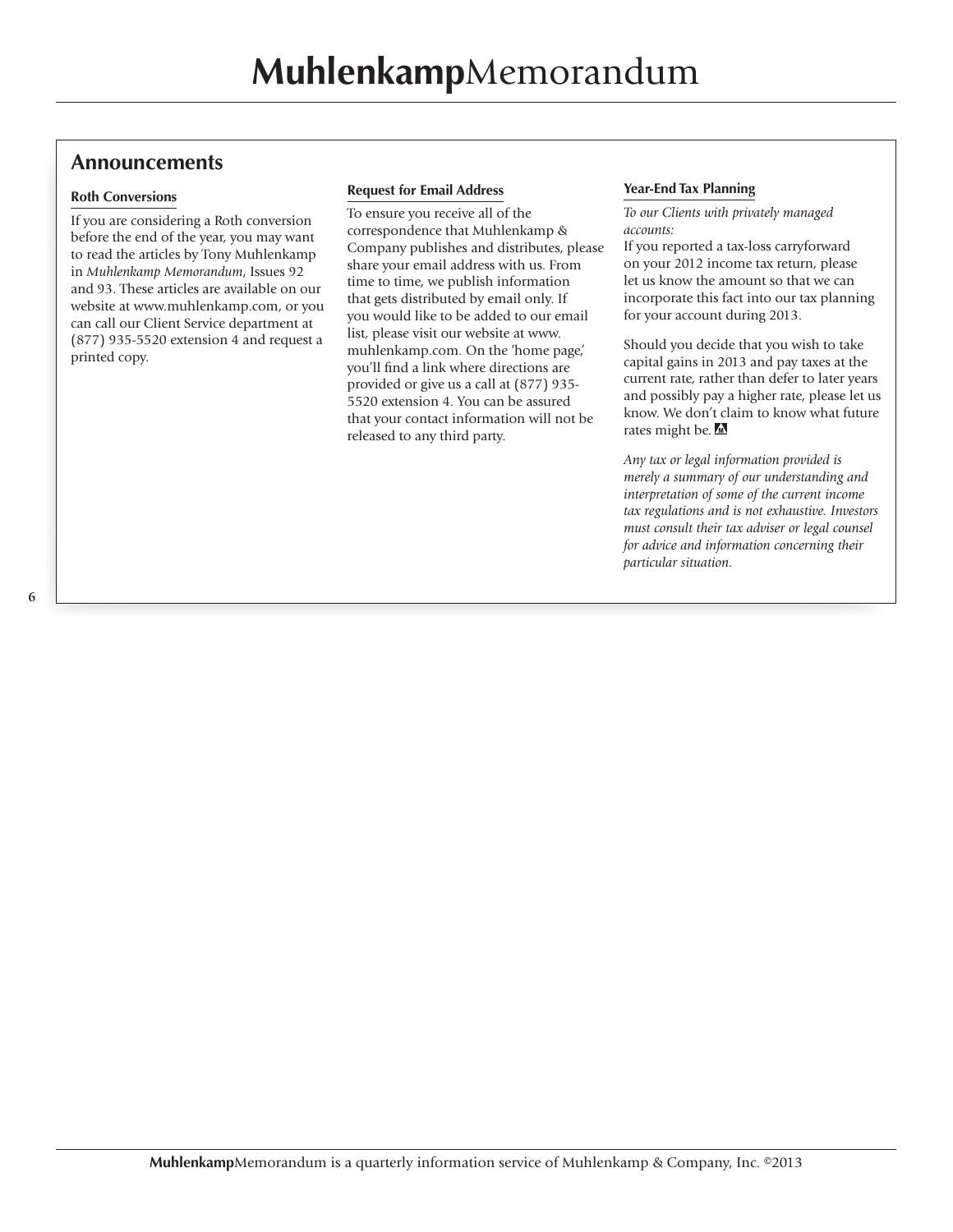## Announcements

### Roth Conversions

If you are considering a Roth conversion before the end of the year, you may want to read the articles by Tony Muhlenkamp in *Muhlenkamp Memorandum*, Issues 92 and 93. These articles are available on our website at www.muhlenkamp.com, or you can call our Client Service department at (877) 935-5520 extension 4 and request a printed copy.

### Request for Email Address

To ensure you receive all of the correspondence that Muhlenkamp & Company publishes and distributes, please share your email address with us. From time to time, we publish information that gets distributed by email only. If you would like to be added to our email list, please visit our website at www.muhlenkamp.com. On the 'home page,' you'll find a link where directions are provided or give us a call at (877) 935-5520 extension 4. You can be assured that your contact information will not be released to any third party.

### Year-End Tax Planning

*To our Clients with privately managed accounts:*

If you reported a tax-loss carryforward on your 2012 income tax return, please let us know the amount so that we can incorporate this fact into our tax planning for your account during 2013.

Should you decide that you wish to take capital gains in 2013 and pay taxes at the current rate, rather than defer to later years and possibly pay a higher rate, please let us know. We don't claim to know what future rates might be.

*Any tax or legal information provided is merely a summary of our understanding and interpretation of some of the current income tax regulations and is not exhaustive. Investors must consult their tax adviser or legal counsel for advice and information concerning their particular situation.*

**Muhlenkamp**Memorandum is a quarterly information service of Muhlenkamp & Company, Inc. ©2013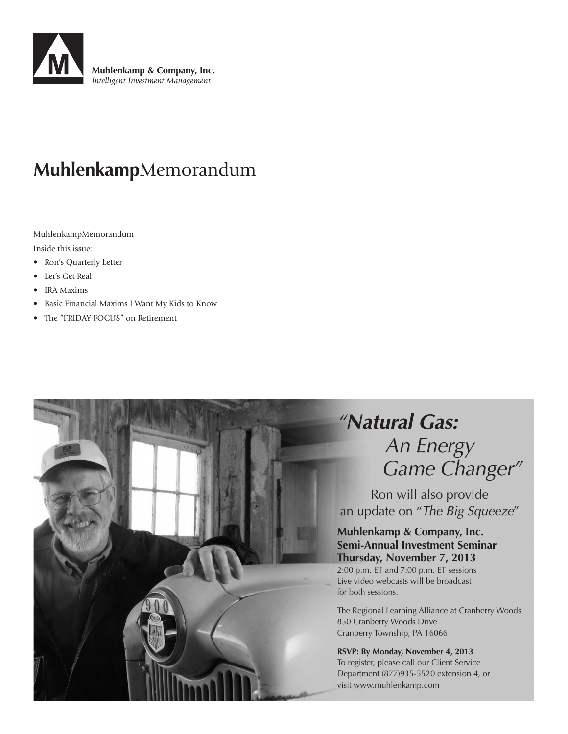**Muhlenkamp & Company, Inc.**
*Intelligent Investment Management*

# **Muhlenkamp**Memorandum

MuhlenkampMemorandum

Inside this issue:

- Ron's Quarterly Letter
- Let's Get Real
- IRA Maxims
- Basic Financial Maxims I Want My Kids to Know
- The "FRIDAY FOCUS" on Retirement

## "*Natural Gas:* *An Energy Game Changer*"

Ron will also provide an update on "*The Big Squeeze*"

**Muhlenkamp & Company, Inc.**
**Semi-Annual Investment Seminar**
**Thursday, November 7, 2013**
2:00 p.m. ET and 7:00 p.m. ET sessions
Live video webcasts will be broadcast for both sessions.

The Regional Learning Alliance at Cranberry Woods
850 Cranberry Woods Drive
Cranberry Township, PA 16066

**RSVP: By Monday, November 4, 2013**
To register, please call our Client Service Department (877)935-5520 extension 4, or visit www.muhlenkamp.com